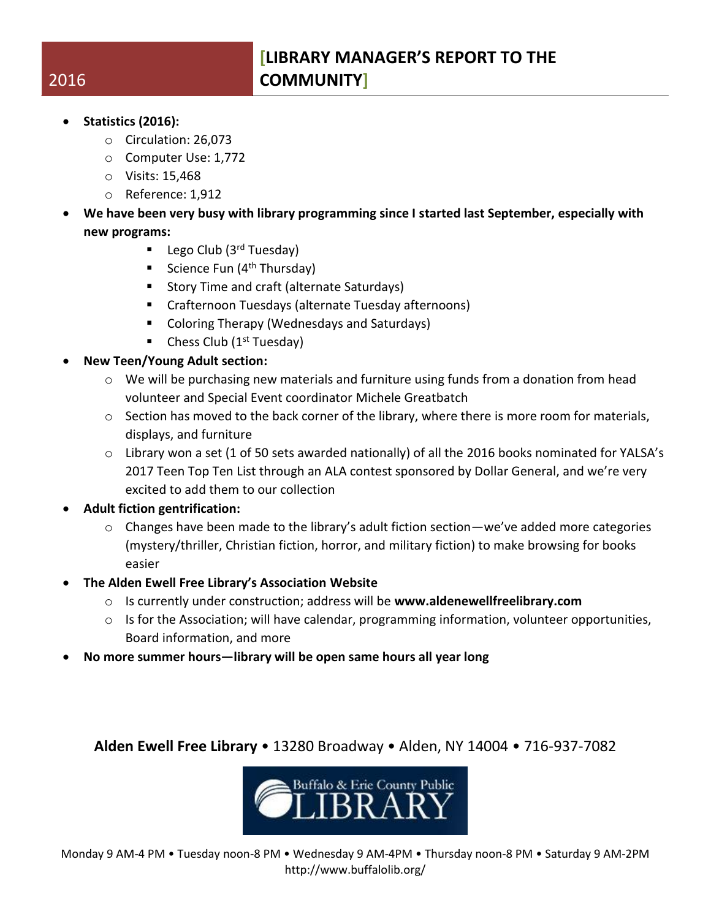2016

# [LIBRARY MANAGER'S REPORT TO THE COMMUNITY]

- **Statistics (2016):**
  - Circulation: 26,073
  - Computer Use: 1,772
  - Visits: 15,468
  - Reference: 1,912
- **We have been very busy with library programming since I started last September, especially with new programs:**
  - Lego Club (3rd Tuesday)
  - Science Fun (4th Thursday)
  - Story Time and craft (alternate Saturdays)
  - Crafternoon Tuesdays (alternate Tuesday afternoons)
  - Coloring Therapy (Wednesdays and Saturdays)
  - Chess Club (1st Tuesday)
- **New Teen/Young Adult section:**
  - We will be purchasing new materials and furniture using funds from a donation from head volunteer and Special Event coordinator Michele Greatbatch
  - Section has moved to the back corner of the library, where there is more room for materials, displays, and furniture
  - Library won a set (1 of 50 sets awarded nationally) of all the 2016 books nominated for YALSA's 2017 Teen Top Ten List through an ALA contest sponsored by Dollar General, and we're very excited to add them to our collection
- **Adult fiction gentrification:**
  - Changes have been made to the library's adult fiction section—we've added more categories (mystery/thriller, Christian fiction, horror, and military fiction) to make browsing for books easier
- **The Alden Ewell Free Library's Association Website**
  - Is currently under construction; address will be **www.aldenewellfreelibrary.com**
  - Is for the Association; will have calendar, programming information, volunteer opportunities, Board information, and more
- **No more summer hours—library will be open same hours all year long**

**Alden Ewell Free Library** • 13280 Broadway • Alden, NY 14004 • 716-937-7082

Buffalo & Erie County Public LIBRARY

Monday 9 AM-4 PM • Tuesday noon-8 PM • Wednesday 9 AM-4PM • Thursday noon-8 PM • Saturday 9 AM-2PM
http://www.buffalolib.org/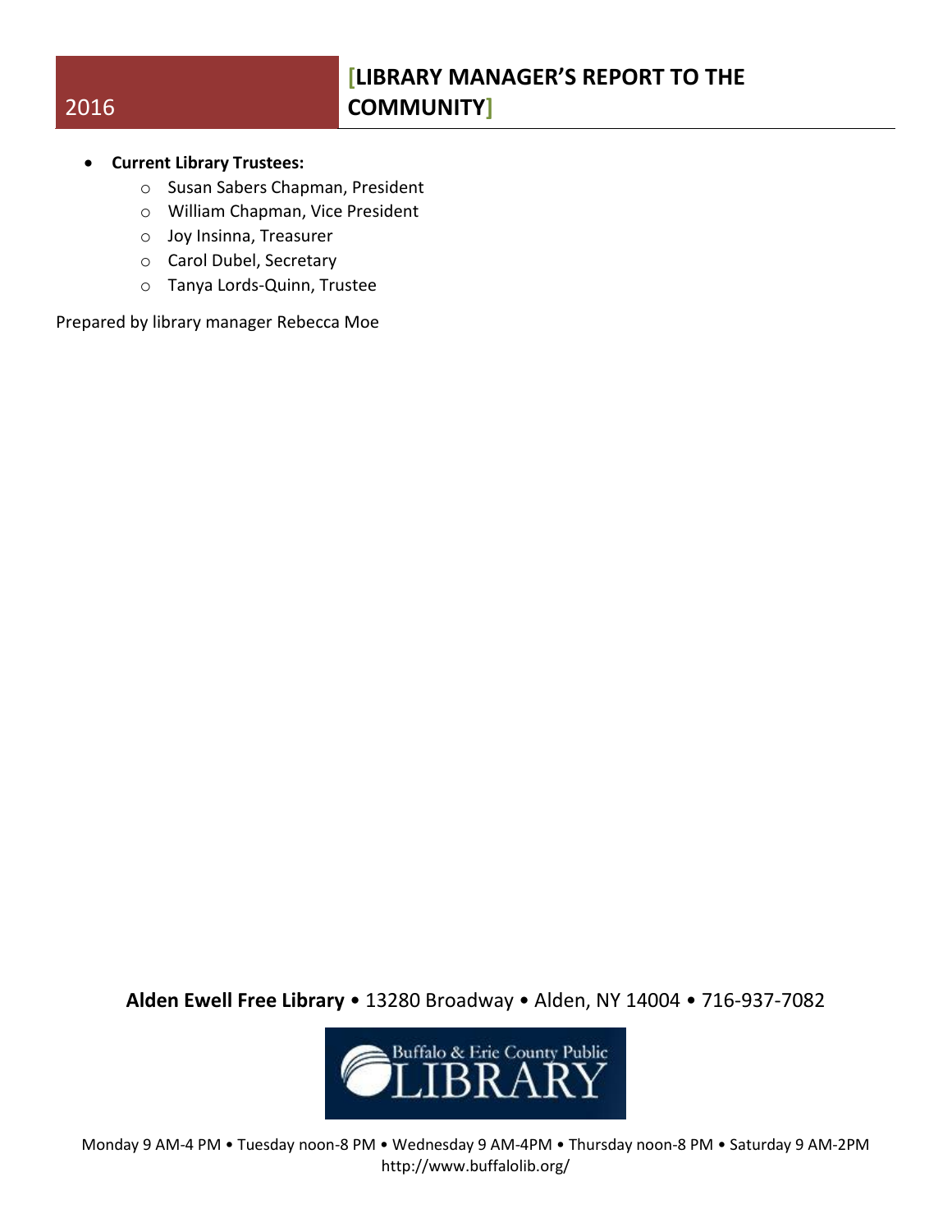- **Current Library Trustees:**
  - Susan Sabers Chapman, President
  - William Chapman, Vice President
  - Joy Insinna, Treasurer
  - Carol Dubel, Secretary
  - Tanya Lords-Quinn, Trustee

Prepared by library manager Rebecca Moe